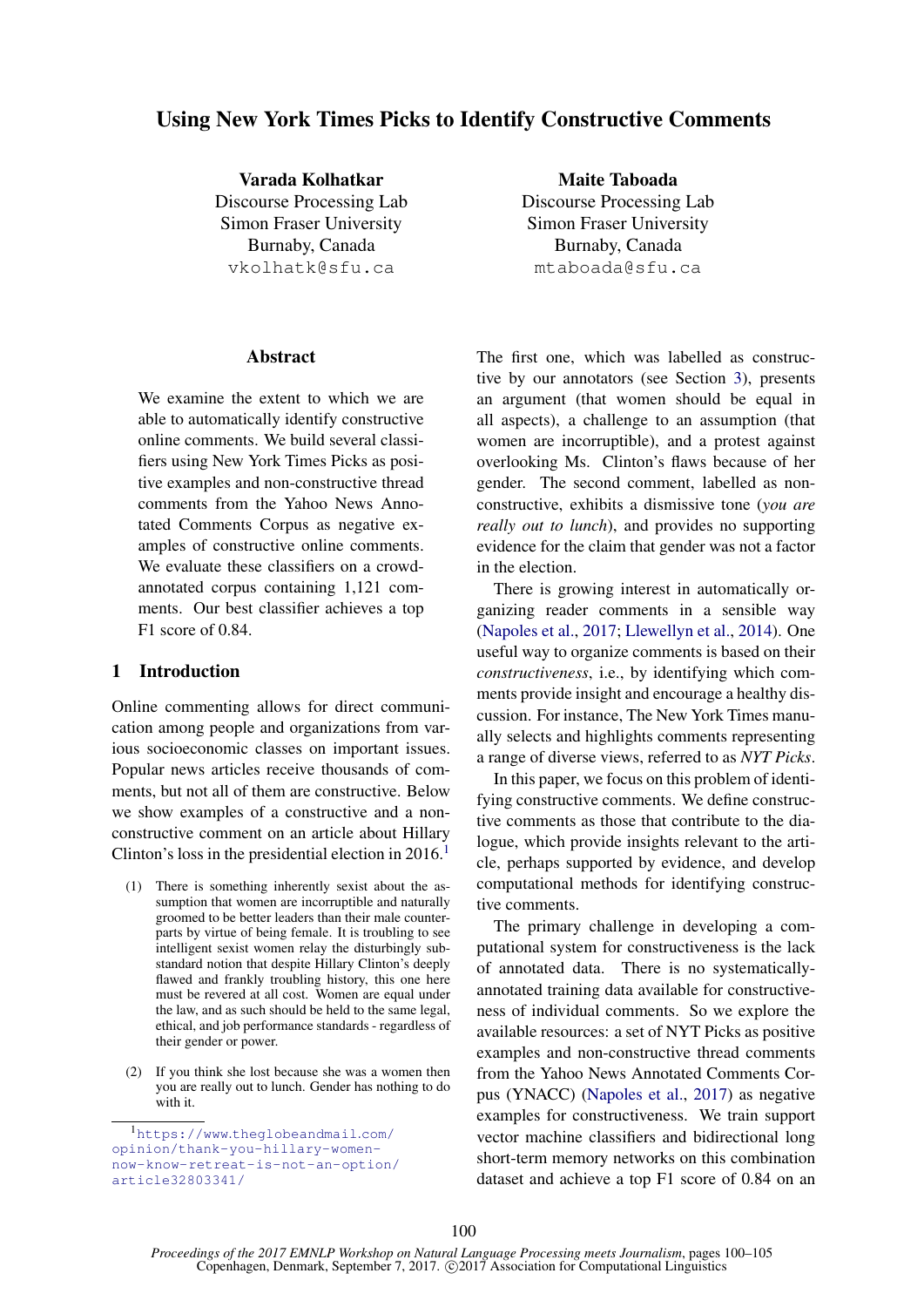# Using New York Times Picks to Identify Constructive Comments

**Varada Kolhatkar**
Discourse Processing Lab
Simon Fraser University
Burnaby, Canada
vkolhatk@sfu.ca

**Maite Taboada**
Discourse Processing Lab
Simon Fraser University
Burnaby, Canada
mtaboada@sfu.ca

## Abstract

We examine the extent to which we are able to automatically identify constructive online comments. We build several classifiers using New York Times Picks as positive examples and non-constructive thread comments from the Yahoo News Annotated Comments Corpus as negative examples of constructive online comments. We evaluate these classifiers on a crowd-annotated corpus containing 1,121 comments. Our best classifier achieves a top F1 score of 0.84.

## 1 Introduction

Online commenting allows for direct communication among people and organizations from various socioeconomic classes on important issues. Popular news articles receive thousands of comments, but not all of them are constructive. Below we show examples of a constructive and a non-constructive comment on an article about Hillary Clinton's loss in the presidential election in 2016.[1]

(1) There is something inherently sexist about the assumption that women are incorruptible and naturally groomed to be better leaders than their male counterparts by virtue of being female. It is troubling to see intelligent sexist women relay the disturbingly substandard notion that despite Hillary Clinton's deeply flawed and frankly troubling history, this one here must be revered at all cost. Women are equal under the law, and as such should be held to the same legal, ethical, and job performance standards - regardless of their gender or power.

(2) If you think she lost because she was a women then you are really out to lunch. Gender has nothing to do with it.

The first one, which was labelled as constructive by our annotators (see Section 3), presents an argument (that women should be equal in all aspects), a challenge to an assumption (that women are incorruptible), and a protest against overlooking Ms. Clinton's flaws because of her gender. The second comment, labelled as non-constructive, exhibits a dismissive tone (*you are really out to lunch*), and provides no supporting evidence for the claim that gender was not a factor in the election.

There is growing interest in automatically organizing reader comments in a sensible way (Napoles et al., 2017; Llewellyn et al., 2014). One useful way to organize comments is based on their *constructiveness*, i.e., by identifying which comments provide insight and encourage a healthy discussion. For instance, The New York Times manually selects and highlights comments representing a range of diverse views, referred to as *NYT Picks*.

In this paper, we focus on this problem of identifying constructive comments. We define constructive comments as those that contribute to the dialogue, which provide insights relevant to the article, perhaps supported by evidence, and develop computational methods for identifying constructive comments.

The primary challenge in developing a computational system for constructiveness is the lack of annotated data. There is no systematically-annotated training data available for constructiveness of individual comments. So we explore the available resources: a set of NYT Picks as positive examples and non-constructive thread comments from the Yahoo News Annotated Comments Corpus (YNACC) (Napoles et al., 2017) as negative examples for constructiveness. We train support vector machine classifiers and bidirectional long short-term memory networks on this combination dataset and achieve a top F1 score of 0.84 on an

[1] https://www.theglobeandmail.com/opinion/thank-you-hillary-women-now-know-retreat-is-not-an-option/article32803341/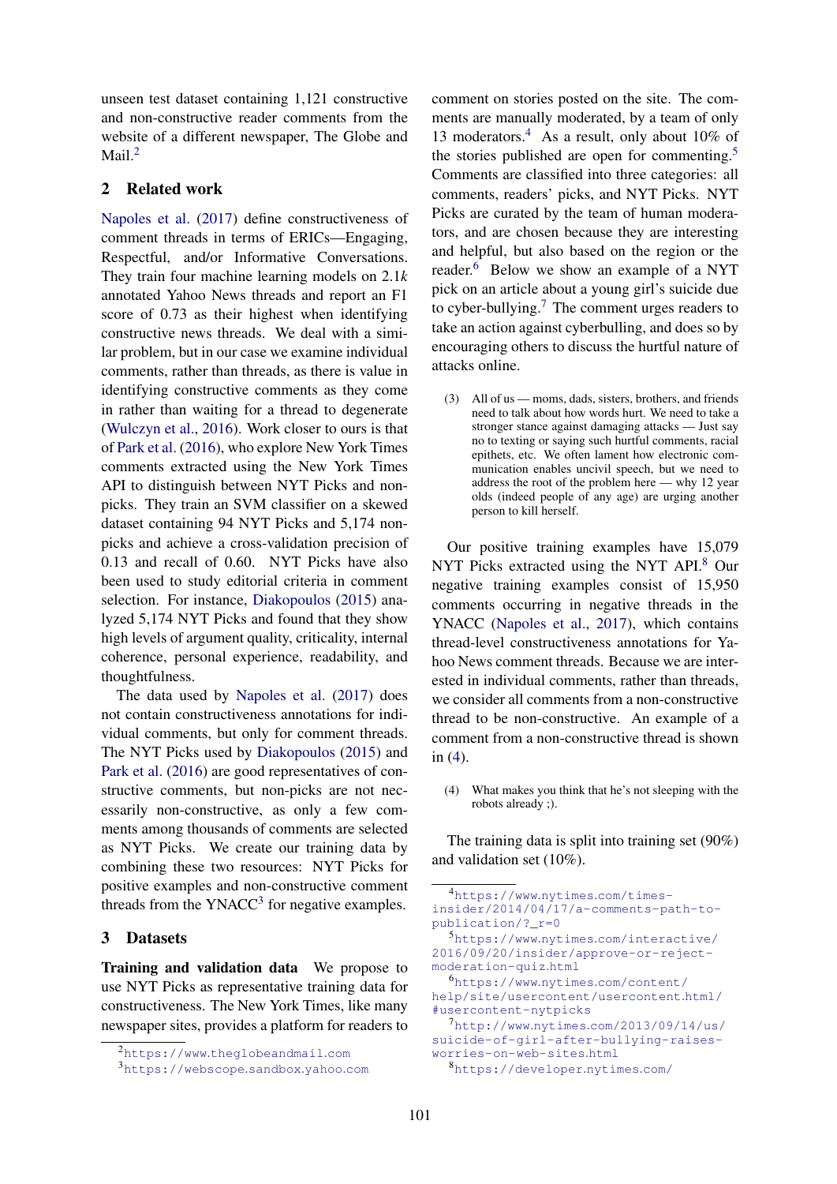unseen test dataset containing 1,121 constructive and non-constructive reader comments from the website of a different newspaper, The Globe and Mail.[2]

## 2 Related work

Napoles et al. (2017) define constructiveness of comment threads in terms of ERICs—Engaging, Respectful, and/or Informative Conversations. They train four machine learning models on 2.1$k$ annotated Yahoo News threads and report an F1 score of 0.73 as their highest when identifying constructive news threads. We deal with a similar problem, but in our case we examine individual comments, rather than threads, as there is value in identifying constructive comments as they come in rather than waiting for a thread to degenerate (Wulczyn et al., 2016). Work closer to ours is that of Park et al. (2016), who explore New York Times comments extracted using the New York Times API to distinguish between NYT Picks and non-picks. They train an SVM classifier on a skewed dataset containing 94 NYT Picks and 5,174 non-picks and achieve a cross-validation precision of 0.13 and recall of 0.60. NYT Picks have also been used to study editorial criteria in comment selection. For instance, Diakopoulos (2015) analyzed 5,174 NYT Picks and found that they show high levels of argument quality, criticality, internal coherence, personal experience, readability, and thoughtfulness.

The data used by Napoles et al. (2017) does not contain constructiveness annotations for individual comments, but only for comment threads. The NYT Picks used by Diakopoulos (2015) and Park et al. (2016) are good representatives of constructive comments, but non-picks are not necessarily non-constructive, as only a few comments among thousands of comments are selected as NYT Picks. We create our training data by combining these two resources: NYT Picks for positive examples and non-constructive comment threads from the YNACC[3] for negative examples.

## 3 Datasets

**Training and validation data** We propose to use NYT Picks as representative training data for constructiveness. The New York Times, like many newspaper sites, provides a platform for readers to comment on stories posted on the site. The comments are manually moderated, by a team of only 13 moderators.[4] As a result, only about 10% of the stories published are open for commenting.[5] Comments are classified into three categories: all comments, readers' picks, and NYT Picks. NYT Picks are curated by the team of human moderators, and are chosen because they are interesting and helpful, but also based on the region or the reader.[6] Below we show an example of a NYT pick on an article about a young girl's suicide due to cyber-bullying.[7] The comment urges readers to take an action against cyberbulling, and does so by encouraging others to discuss the hurtful nature of attacks online.

(3) All of us — moms, dads, sisters, brothers, and friends need to talk about how words hurt. We need to take a stronger stance against damaging attacks — Just say no to texting or saying such hurtful comments, racial epithets, etc. We often lament how electronic communication enables uncivil speech, but we need to address the root of the problem here — why 12 year olds (indeed people of any age) are urging another person to kill herself.

Our positive training examples have 15,079 NYT Picks extracted using the NYT API.[8] Our negative training examples consist of 15,950 comments occurring in negative threads in the YNACC (Napoles et al., 2017), which contains thread-level constructiveness annotations for Yahoo News comment threads. Because we are interested in individual comments, rather than threads, we consider all comments from a non-constructive thread to be non-constructive. An example of a comment from a non-constructive thread is shown in (4).

(4) What makes you think that he's not sleeping with the robots already ;).

The training data is split into training set (90%) and validation set (10%).

---

[2] https://www.theglobeandmail.com

[3] https://webscope.sandbox.yahoo.com

[4] https://www.nytimes.com/times-insider/2014/04/17/a-comments-path-to-publication/?_r=0

[5] https://www.nytimes.com/interactive/2016/09/20/insider/approve-or-reject-moderation-quiz.html

[6] https://www.nytimes.com/content/help/site/usercontent/usercontent.html/#usercontent-nytpicks

[7] http://www.nytimes.com/2013/09/14/us/suicide-of-girl-after-bullying-raises-worries-on-web-sites.html

[8] https://developer.nytimes.com/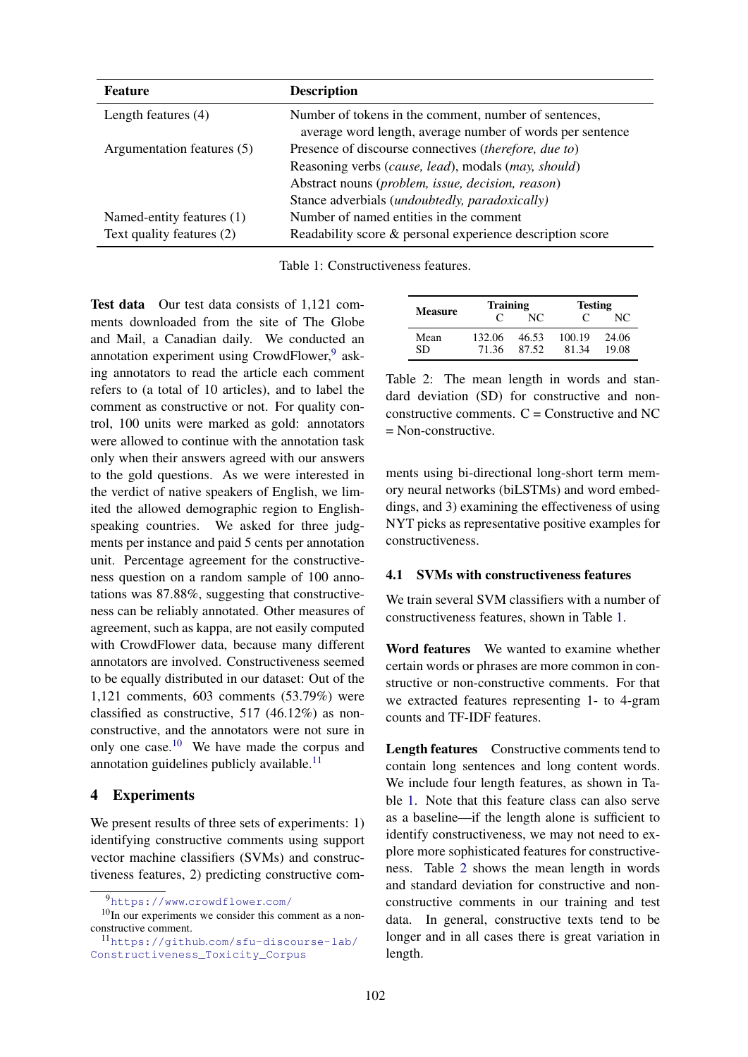| Feature | Description |
|---|---|
| Length features (4) | Number of tokens in the comment, number of sentences, average word length, average number of words per sentence |
| Argumentation features (5) | Presence of discourse connectives (*therefore, due to*) |
| | Reasoning verbs (*cause, lead*), modals (*may, should*) |
| | Abstract nouns (*problem, issue, decision, reason*) |
| | Stance adverbials (*undoubtedly, paradoxically*) |
| Named-entity features (1) | Number of named entities in the comment |
| Text quality features (2) | Readability score & personal experience description score |

Table 1: Constructiveness features.

**Test data** Our test data consists of 1,121 comments downloaded from the site of The Globe and Mail, a Canadian daily. We conducted an annotation experiment using CrowdFlower,[9] asking annotators to read the article each comment refers to (a total of 10 articles), and to label the comment as constructive or not. For quality control, 100 units were marked as gold: annotators were allowed to continue with the annotation task only when their answers agreed with our answers to the gold questions. As we were interested in the verdict of native speakers of English, we limited the allowed demographic region to English-speaking countries. We asked for three judgments per instance and paid 5 cents per annotation unit. Percentage agreement for the constructiveness question on a random sample of 100 annotations was 87.88%, suggesting that constructiveness can be reliably annotated. Other measures of agreement, such as kappa, are not easily computed with CrowdFlower data, because many different annotators are involved. Constructiveness seemed to be equally distributed in our dataset: Out of the 1,121 comments, 603 comments (53.79%) were classified as constructive, 517 (46.12%) as non-constructive, and the annotators were not sure in only one case.[10] We have made the corpus and annotation guidelines publicly available.[11]

## 4 Experiments

We present results of three sets of experiments: 1) identifying constructive comments using support vector machine classifiers (SVMs) and constructiveness features, 2) predicting constructive comments using bi-directional long-short term memory neural networks (biLSTMs) and word embeddings, and 3) examining the effectiveness of using NYT picks as representative positive examples for constructiveness.

| Measure | Training | | Testing | |
|---|---|---|---|---|
| | C | NC | C | NC |
| Mean | 132.06 | 46.53 | 100.19 | 24.06 |
| SD | 71.36 | 87.52 | 81.34 | 19.08 |

Table 2: The mean length in words and standard deviation (SD) for constructive and non-constructive comments. C = Constructive and NC = Non-constructive.

### 4.1 SVMs with constructiveness features

We train several SVM classifiers with a number of constructiveness features, shown in Table 1.

**Word features** We wanted to examine whether certain words or phrases are more common in constructive or non-constructive comments. For that we extracted features representing 1- to 4-gram counts and TF-IDF features.

**Length features** Constructive comments tend to contain long sentences and long content words. We include four length features, as shown in Table 1. Note that this feature class can also serve as a baseline—if the length alone is sufficient to identify constructiveness, we may not need to explore more sophisticated features for constructiveness. Table 2 shows the mean length in words and standard deviation for constructive and non-constructive comments in our training and test data. In general, constructive texts tend to be longer and in all cases there is great variation in length.

[9] https://www.crowdflower.com/

[10] In our experiments we consider this comment as a non-constructive comment.

[11] https://github.com/sfu-discourse-lab/Constructiveness_Toxicity_Corpus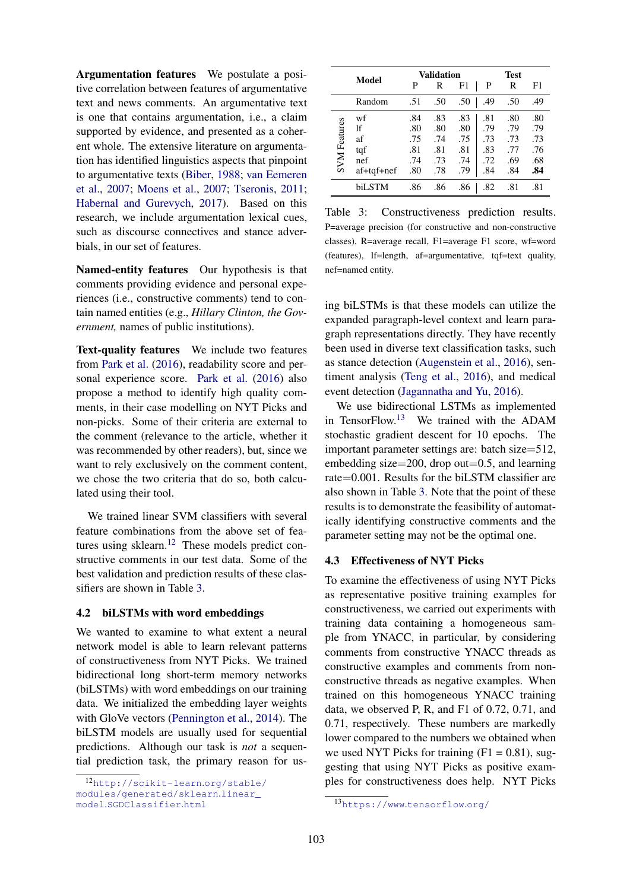**Argumentation features** We postulate a positive correlation between features of argumentative text and news comments. An argumentative text is one that contains argumentation, i.e., a claim supported by evidence, and presented as a coherent whole. The extensive literature on argumentation has identified linguistics aspects that pinpoint to argumentative texts (Biber, 1988; van Eemeren et al., 2007; Moens et al., 2007; Tseronis, 2011; Habernal and Gurevych, 2017). Based on this research, we include argumentation lexical cues, such as discourse connectives and stance adverbials, in our set of features.

**Named-entity features** Our hypothesis is that comments providing evidence and personal experiences (i.e., constructive comments) tend to contain named entities (e.g., *Hillary Clinton, the Government,* names of public institutions).

**Text-quality features** We include two features from Park et al. (2016), readability score and personal experience score. Park et al. (2016) also propose a method to identify high quality comments, in their case modelling on NYT Picks and non-picks. Some of their criteria are external to the comment (relevance to the article, whether it was recommended by other readers), but, since we want to rely exclusively on the comment content, we chose the two criteria that do so, both calculated using their tool.

We trained linear SVM classifiers with several feature combinations from the above set of features using sklearn.[12] These models predict constructive comments in our test data. Some of the best validation and prediction results of these classifiers are shown in Table 3.

| | Model | Validation P | Validation R | Validation F1 | Test P | Test R | Test F1 |
|---|---|---|---|---|---|---|---|
| | Random | .51 | .50 | .50 | .49 | .50 | .49 |
| SVM Features | wf | .84 | .83 | .83 | .81 | .80 | .80 |
| | lf | .80 | .80 | .80 | .79 | .79 | .79 |
| | af | .75 | .74 | .75 | .73 | .73 | .73 |
| | tqf | .81 | .81 | .81 | .83 | .77 | .76 |
| | nef | .74 | .73 | .74 | .72 | .69 | .68 |
| | af+tqf+nef | .80 | .78 | .79 | .84 | .84 | **.84** |
| | biLSTM | .86 | .86 | .86 | .82 | .81 | .81 |

Table 3: Constructiveness prediction results. P=average precision (for constructive and non-constructive classes), R=average recall, F1=average F1 score, wf=word (features), lf=length, af=argumentative, tqf=text quality, nef=named entity.

## 4.2 biLSTMs with word embeddings

We wanted to examine to what extent a neural network model is able to learn relevant patterns of constructiveness from NYT Picks. We trained bidirectional long short-term memory networks (biLSTMs) with word embeddings on our training data. We initialized the embedding layer weights with GloVe vectors (Pennington et al., 2014). The biLSTM models are usually used for sequential predictions. Although our task is *not* a sequential prediction task, the primary reason for using biLSTMs is that these models can utilize the expanded paragraph-level context and learn paragraph representations directly. They have recently been used in diverse text classification tasks, such as stance detection (Augenstein et al., 2016), sentiment analysis (Teng et al., 2016), and medical event detection (Jagannatha and Yu, 2016).

We use bidirectional LSTMs as implemented in TensorFlow.[13] We trained with the ADAM stochastic gradient descent for 10 epochs. The important parameter settings are: batch size=512, embedding size=200, drop out=0.5, and learning rate=0.001. Results for the biLSTM classifier are also shown in Table 3. Note that the point of these results is to demonstrate the feasibility of automatically identifying constructive comments and the parameter setting may not be the optimal one.

## 4.3 Effectiveness of NYT Picks

To examine the effectiveness of using NYT Picks as representative positive training examples for constructiveness, we carried out experiments with training data containing a homogeneous sample from YNACC, in particular, by considering comments from constructive YNACC threads as constructive examples and comments from non-constructive threads as negative examples. When trained on this homogeneous YNACC training data, we observed P, R, and F1 of 0.72, 0.71, and 0.71, respectively. These numbers are markedly lower compared to the numbers we obtained when we used NYT Picks for training (F1 = 0.81), suggesting that using NYT Picks as positive examples for constructiveness does help. NYT Picks

[12] http://scikit-learn.org/stable/modules/generated/sklearn.linear_model.SGDClassifier.html

[13] https://www.tensorflow.org/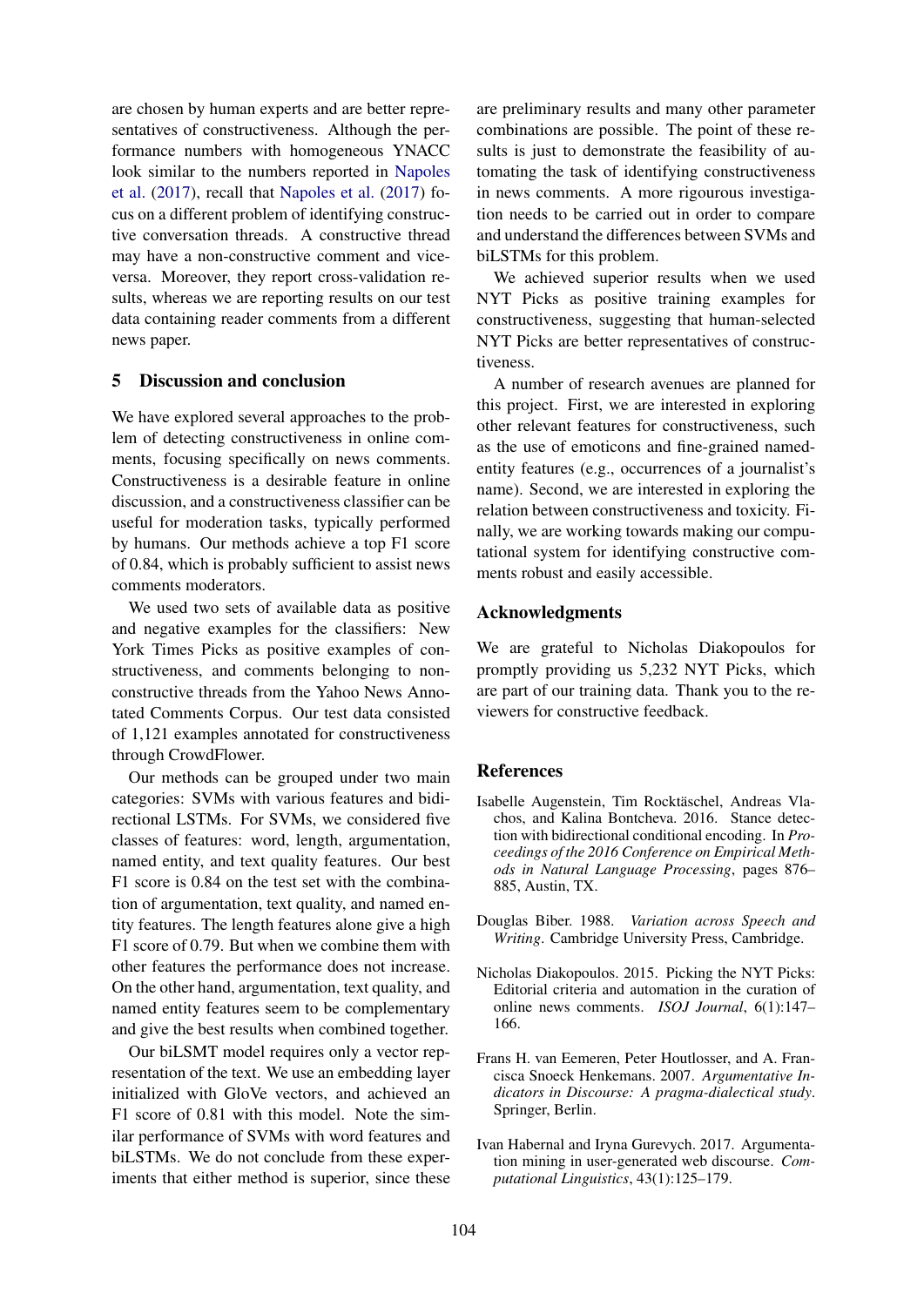are chosen by human experts and are better representatives of constructiveness. Although the performance numbers with homogeneous YNACC look similar to the numbers reported in Napoles et al. (2017), recall that Napoles et al. (2017) focus on a different problem of identifying constructive conversation threads. A constructive thread may have a non-constructive comment and vice-versa. Moreover, they report cross-validation results, whereas we are reporting results on our test data containing reader comments from a different news paper.

## 5 Discussion and conclusion

We have explored several approaches to the problem of detecting constructiveness in online comments, focusing specifically on news comments. Constructiveness is a desirable feature in online discussion, and a constructiveness classifier can be useful for moderation tasks, typically performed by humans. Our methods achieve a top F1 score of 0.84, which is probably sufficient to assist news comments moderators.

We used two sets of available data as positive and negative examples for the classifiers: New York Times Picks as positive examples of constructiveness, and comments belonging to non-constructive threads from the Yahoo News Annotated Comments Corpus. Our test data consisted of 1,121 examples annotated for constructiveness through CrowdFlower.

Our methods can be grouped under two main categories: SVMs with various features and bidirectional LSTMs. For SVMs, we considered five classes of features: word, length, argumentation, named entity, and text quality features. Our best F1 score is 0.84 on the test set with the combination of argumentation, text quality, and named entity features. The length features alone give a high F1 score of 0.79. But when we combine them with other features the performance does not increase. On the other hand, argumentation, text quality, and named entity features seem to be complementary and give the best results when combined together.

Our biLSMT model requires only a vector representation of the text. We use an embedding layer initialized with GloVe vectors, and achieved an F1 score of 0.81 with this model. Note the similar performance of SVMs with word features and biLSTMs. We do not conclude from these experiments that either method is superior, since these are preliminary results and many other parameter combinations are possible. The point of these results is just to demonstrate the feasibility of automating the task of identifying constructiveness in news comments. A more rigourous investigation needs to be carried out in order to compare and understand the differences between SVMs and biLSTMs for this problem.

We achieved superior results when we used NYT Picks as positive training examples for constructiveness, suggesting that human-selected NYT Picks are better representatives of constructiveness.

A number of research avenues are planned for this project. First, we are interested in exploring other relevant features for constructiveness, such as the use of emoticons and fine-grained named-entity features (e.g., occurrences of a journalist's name). Second, we are interested in exploring the relation between constructiveness and toxicity. Finally, we are working towards making our computational system for identifying constructive comments robust and easily accessible.

## Acknowledgments

We are grateful to Nicholas Diakopoulos for promptly providing us 5,232 NYT Picks, which are part of our training data. Thank you to the reviewers for constructive feedback.

## References

Isabelle Augenstein, Tim Rocktäschel, Andreas Vlachos, and Kalina Bontcheva. 2016. Stance detection with bidirectional conditional encoding. In *Proceedings of the 2016 Conference on Empirical Methods in Natural Language Processing*, pages 876–885, Austin, TX.

Douglas Biber. 1988. *Variation across Speech and Writing*. Cambridge University Press, Cambridge.

Nicholas Diakopoulos. 2015. Picking the NYT Picks: Editorial criteria and automation in the curation of online news comments. *ISOJ Journal*, 6(1):147–166.

Frans H. van Eemeren, Peter Houtlosser, and A. Francisca Snoeck Henkemans. 2007. *Argumentative Indicators in Discourse: A pragma-dialectical study*. Springer, Berlin.

Ivan Habernal and Iryna Gurevych. 2017. Argumentation mining in user-generated web discourse. *Computational Linguistics*, 43(1):125–179.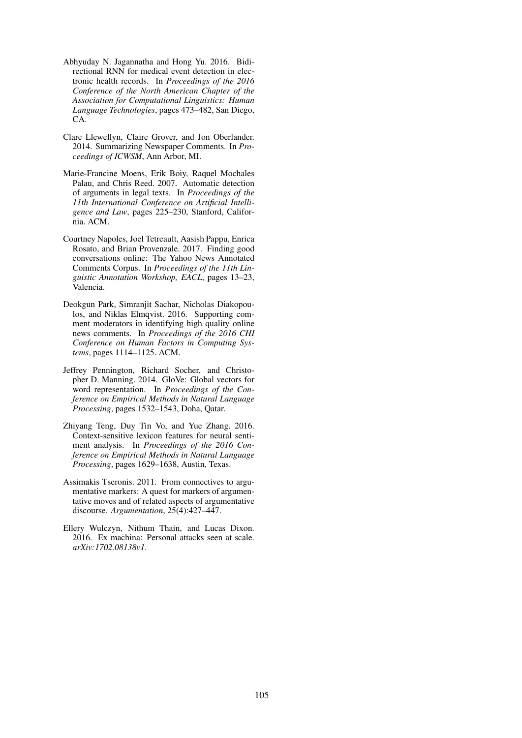Abhyuday N. Jagannatha and Hong Yu. 2016. Bidirectional RNN for medical event detection in electronic health records. In *Proceedings of the 2016 Conference of the North American Chapter of the Association for Computational Linguistics: Human Language Technologies*, pages 473–482, San Diego, CA.

Clare Llewellyn, Claire Grover, and Jon Oberlander. 2014. Summarizing Newspaper Comments. In *Proceedings of ICWSM*, Ann Arbor, MI.

Marie-Francine Moens, Erik Boiy, Raquel Mochales Palau, and Chris Reed. 2007. Automatic detection of arguments in legal texts. In *Proceedings of the 11th International Conference on Artificial Intelligence and Law*, pages 225–230, Stanford, California. ACM.

Courtney Napoles, Joel Tetreault, Aasish Pappu, Enrica Rosato, and Brian Provenzale. 2017. Finding good conversations online: The Yahoo News Annotated Comments Corpus. In *Proceedings of the 11th Linguistic Annotation Workshop, EACL*, pages 13–23, Valencia.

Deokgun Park, Simranjit Sachar, Nicholas Diakopoulos, and Niklas Elmqvist. 2016. Supporting comment moderators in identifying high quality online news comments. In *Proceedings of the 2016 CHI Conference on Human Factors in Computing Systems*, pages 1114–1125. ACM.

Jeffrey Pennington, Richard Socher, and Christopher D. Manning. 2014. GloVe: Global vectors for word representation. In *Proceedings of the Conference on Empirical Methods in Natural Language Processing*, pages 1532–1543, Doha, Qatar.

Zhiyang Teng, Duy Tin Vo, and Yue Zhang. 2016. Context-sensitive lexicon features for neural sentiment analysis. In *Proceedings of the 2016 Conference on Empirical Methods in Natural Language Processing*, pages 1629–1638, Austin, Texas.

Assimakis Tseronis. 2011. From connectives to argumentative markers: A quest for markers of argumentative moves and of related aspects of argumentative discourse. *Argumentation*, 25(4):427–447.

Ellery Wulczyn, Nithum Thain, and Lucas Dixon. 2016. Ex machina: Personal attacks seen at scale. *arXiv:1702.08138v1*.